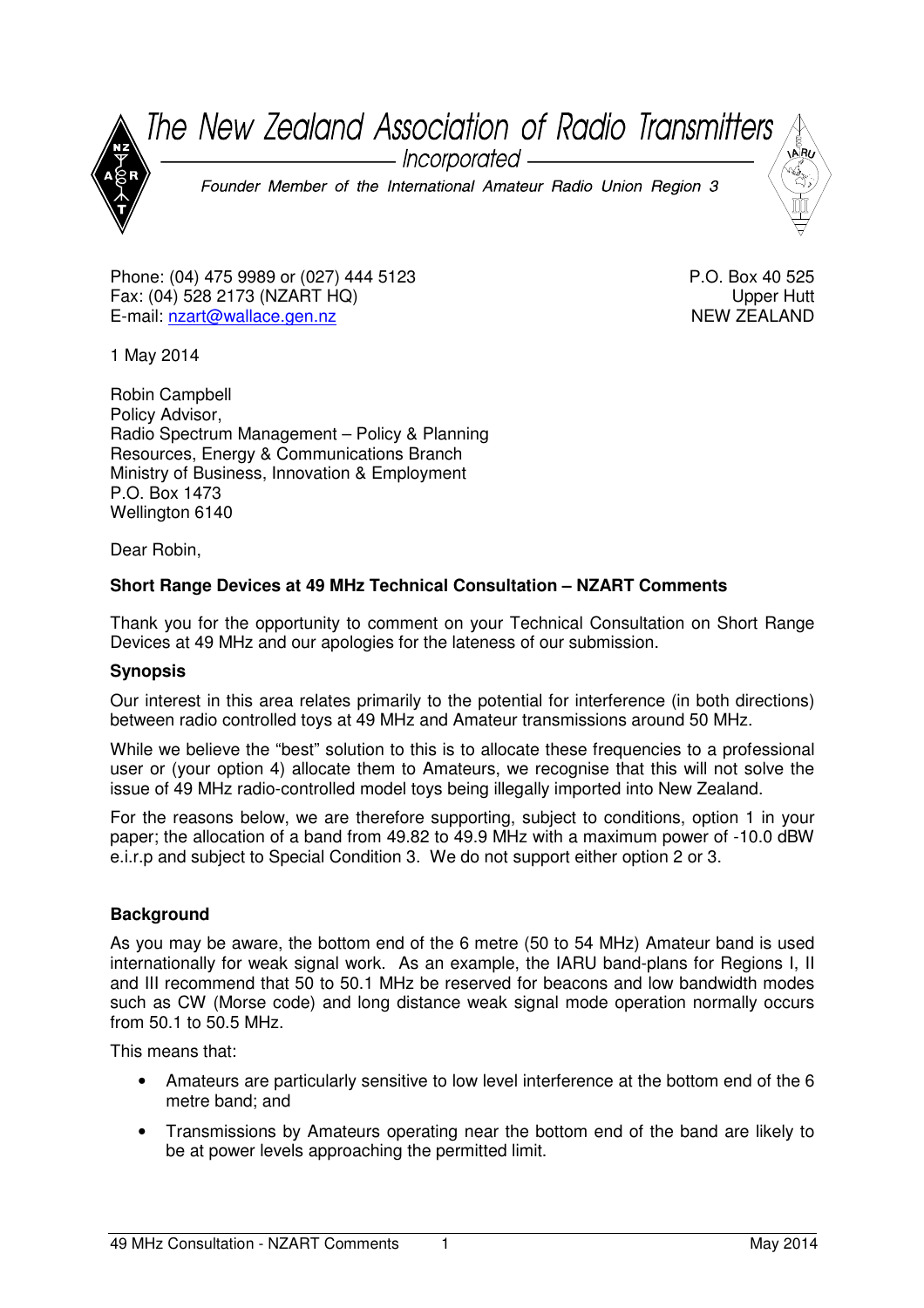# The New Zealand Association of Radio Transmitters

Incorporated

*Founder Member of the International Amateur Radio Union Region 3*

Phone: (04) 475 9989 or (027) 444 5123
Fax: (04) 528 2173 (NZART HQ)
E-mail: nzart@wallace.gen.nz

P.O. Box 40 525
Upper Hutt
NEW ZEALAND

1 May 2014

Robin Campbell
Policy Advisor,
Radio Spectrum Management – Policy & Planning
Resources, Energy & Communications Branch
Ministry of Business, Innovation & Employment
P.O. Box 1473
Wellington 6140

Dear Robin,

**Short Range Devices at 49 MHz Technical Consultation – NZART Comments**

Thank you for the opportunity to comment on your Technical Consultation on Short Range Devices at 49 MHz and our apologies for the lateness of our submission.

**Synopsis**

Our interest in this area relates primarily to the potential for interference (in both directions) between radio controlled toys at 49 MHz and Amateur transmissions around 50 MHz.

While we believe the "best" solution to this is to allocate these frequencies to a professional user or (your option 4) allocate them to Amateurs, we recognise that this will not solve the issue of 49 MHz radio-controlled model toys being illegally imported into New Zealand.

For the reasons below, we are therefore supporting, subject to conditions, option 1 in your paper; the allocation of a band from 49.82 to 49.9 MHz with a maximum power of -10.0 dBW e.i.r.p and subject to Special Condition 3. We do not support either option 2 or 3.

**Background**

As you may be aware, the bottom end of the 6 metre (50 to 54 MHz) Amateur band is used internationally for weak signal work. As an example, the IARU band-plans for Regions I, II and III recommend that 50 to 50.1 MHz be reserved for beacons and low bandwidth modes such as CW (Morse code) and long distance weak signal mode operation normally occurs from 50.1 to 50.5 MHz.

This means that:

- Amateurs are particularly sensitive to low level interference at the bottom end of the 6 metre band; and
- Transmissions by Amateurs operating near the bottom end of the band are likely to be at power levels approaching the permitted limit.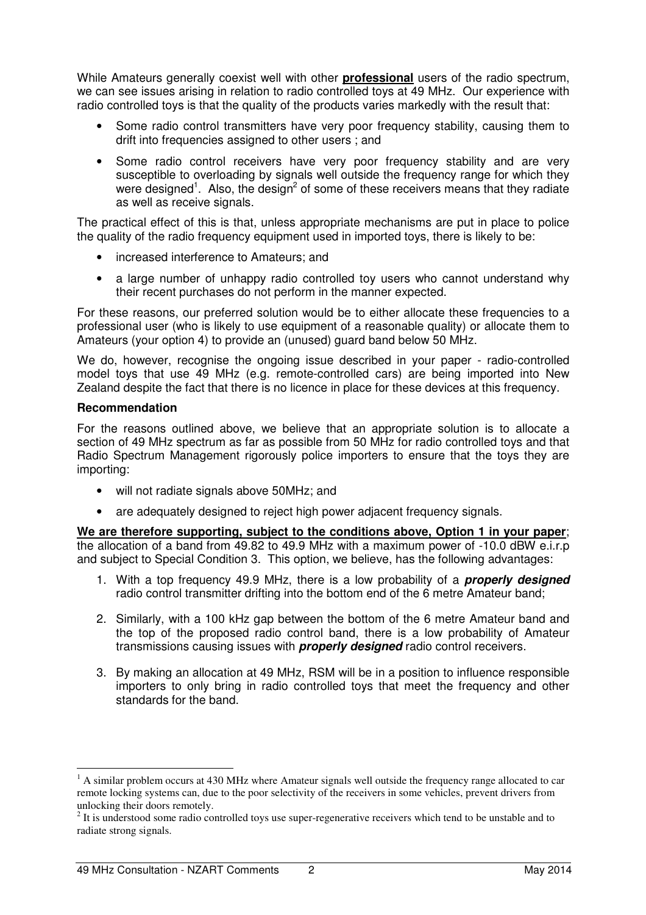While Amateurs generally coexist well with other **professional** users of the radio spectrum, we can see issues arising in relation to radio controlled toys at 49 MHz. Our experience with radio controlled toys is that the quality of the products varies markedly with the result that:

- Some radio control transmitters have very poor frequency stability, causing them to drift into frequencies assigned to other users ; and
- Some radio control receivers have very poor frequency stability and are very susceptible to overloading by signals well outside the frequency range for which they were designed[1]. Also, the design[2] of some of these receivers means that they radiate as well as receive signals.

The practical effect of this is that, unless appropriate mechanisms are put in place to police the quality of the radio frequency equipment used in imported toys, there is likely to be:

- increased interference to Amateurs; and
- a large number of unhappy radio controlled toy users who cannot understand why their recent purchases do not perform in the manner expected.

For these reasons, our preferred solution would be to either allocate these frequencies to a professional user (who is likely to use equipment of a reasonable quality) or allocate them to Amateurs (your option 4) to provide an (unused) guard band below 50 MHz.

We do, however, recognise the ongoing issue described in your paper - radio-controlled model toys that use 49 MHz (e.g. remote-controlled cars) are being imported into New Zealand despite the fact that there is no licence in place for these devices at this frequency.

**Recommendation**

For the reasons outlined above, we believe that an appropriate solution is to allocate a section of 49 MHz spectrum as far as possible from 50 MHz for radio controlled toys and that Radio Spectrum Management rigorously police importers to ensure that the toys they are importing:

- will not radiate signals above 50MHz; and
- are adequately designed to reject high power adjacent frequency signals.

**We are therefore supporting, subject to the conditions above, Option 1 in your paper**; the allocation of a band from 49.82 to 49.9 MHz with a maximum power of -10.0 dBW e.i.r.p and subject to Special Condition 3. This option, we believe, has the following advantages:

1. With a top frequency 49.9 MHz, there is a low probability of a ***properly designed*** radio control transmitter drifting into the bottom end of the 6 metre Amateur band;
2. Similarly, with a 100 kHz gap between the bottom of the 6 metre Amateur band and the top of the proposed radio control band, there is a low probability of Amateur transmissions causing issues with ***properly designed*** radio control receivers.
3. By making an allocation at 49 MHz, RSM will be in a position to influence responsible importers to only bring in radio controlled toys that meet the frequency and other standards for the band.

---

[1] A similar problem occurs at 430 MHz where Amateur signals well outside the frequency range allocated to car remote locking systems can, due to the poor selectivity of the receivers in some vehicles, prevent drivers from unlocking their doors remotely.

[2] It is understood some radio controlled toys use super-regenerative receivers which tend to be unstable and to radiate strong signals.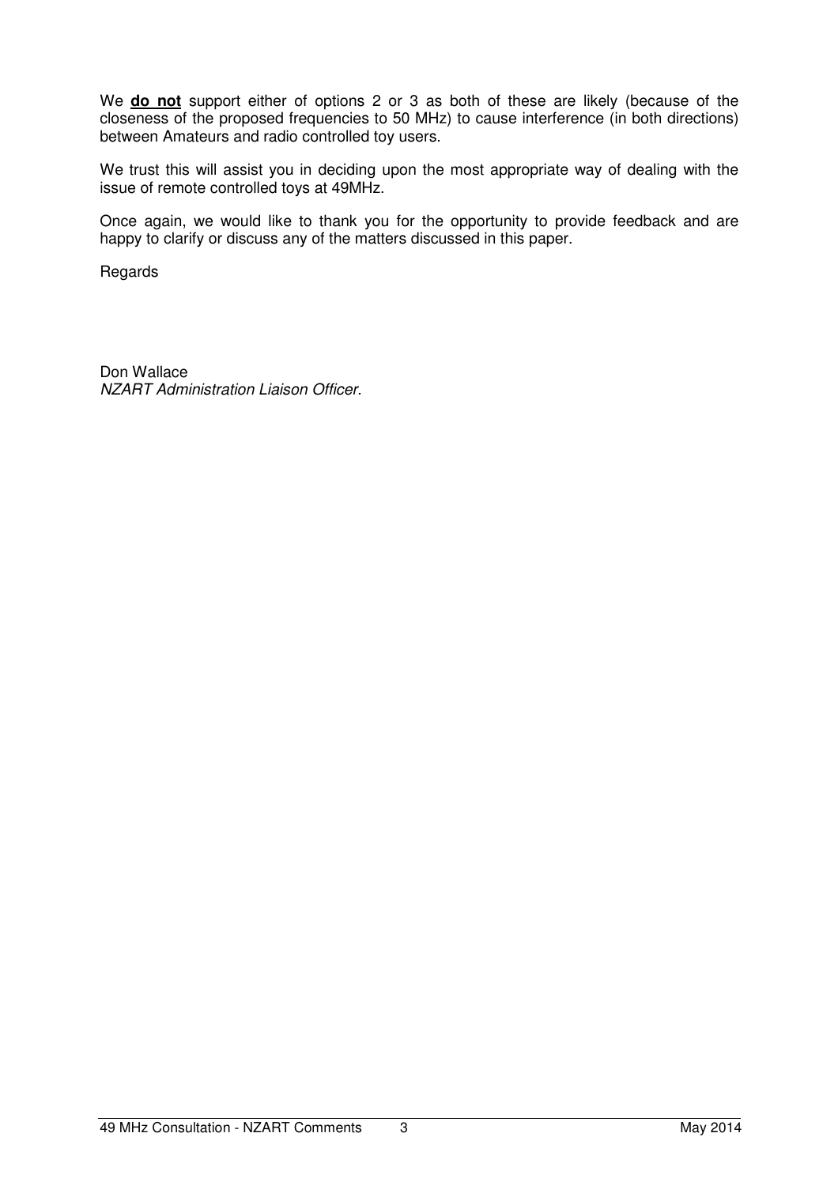We **do not** support either of options 2 or 3 as both of these are likely (because of the closeness of the proposed frequencies to 50 MHz) to cause interference (in both directions) between Amateurs and radio controlled toy users.

We trust this will assist you in deciding upon the most appropriate way of dealing with the issue of remote controlled toys at 49MHz.

Once again, we would like to thank you for the opportunity to provide feedback and are happy to clarify or discuss any of the matters discussed in this paper.

Regards

Don Wallace
*NZART Administration Liaison Officer.*